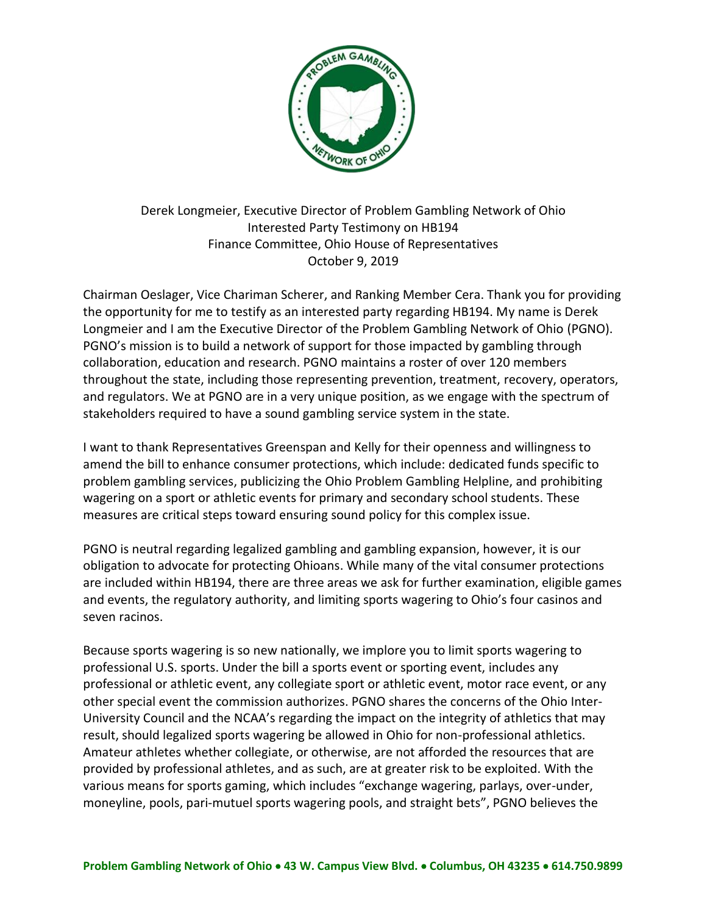Derek Longmeier, Executive Director of Problem Gambling Network of Ohio
Interested Party Testimony on HB194
Finance Committee, Ohio House of Representatives
October 9, 2019

Chairman Oeslager, Vice Chariman Scherer, and Ranking Member Cera. Thank you for providing the opportunity for me to testify as an interested party regarding HB194. My name is Derek Longmeier and I am the Executive Director of the Problem Gambling Network of Ohio (PGNO). PGNO's mission is to build a network of support for those impacted by gambling through collaboration, education and research. PGNO maintains a roster of over 120 members throughout the state, including those representing prevention, treatment, recovery, operators, and regulators. We at PGNO are in a very unique position, as we engage with the spectrum of stakeholders required to have a sound gambling service system in the state.

I want to thank Representatives Greenspan and Kelly for their openness and willingness to amend the bill to enhance consumer protections, which include: dedicated funds specific to problem gambling services, publicizing the Ohio Problem Gambling Helpline, and prohibiting wagering on a sport or athletic events for primary and secondary school students. These measures are critical steps toward ensuring sound policy for this complex issue.

PGNO is neutral regarding legalized gambling and gambling expansion, however, it is our obligation to advocate for protecting Ohioans. While many of the vital consumer protections are included within HB194, there are three areas we ask for further examination, eligible games and events, the regulatory authority, and limiting sports wagering to Ohio's four casinos and seven racinos.

Because sports wagering is so new nationally, we implore you to limit sports wagering to professional U.S. sports. Under the bill a sports event or sporting event, includes any professional or athletic event, any collegiate sport or athletic event, motor race event, or any other special event the commission authorizes. PGNO shares the concerns of the Ohio Inter-University Council and the NCAA's regarding the impact on the integrity of athletics that may result, should legalized sports wagering be allowed in Ohio for non-professional athletics. Amateur athletes whether collegiate, or otherwise, are not afforded the resources that are provided by professional athletes, and as such, are at greater risk to be exploited. With the various means for sports gaming, which includes "exchange wagering, parlays, over-under, moneyline, pools, pari-mutuel sports wagering pools, and straight bets", PGNO believes the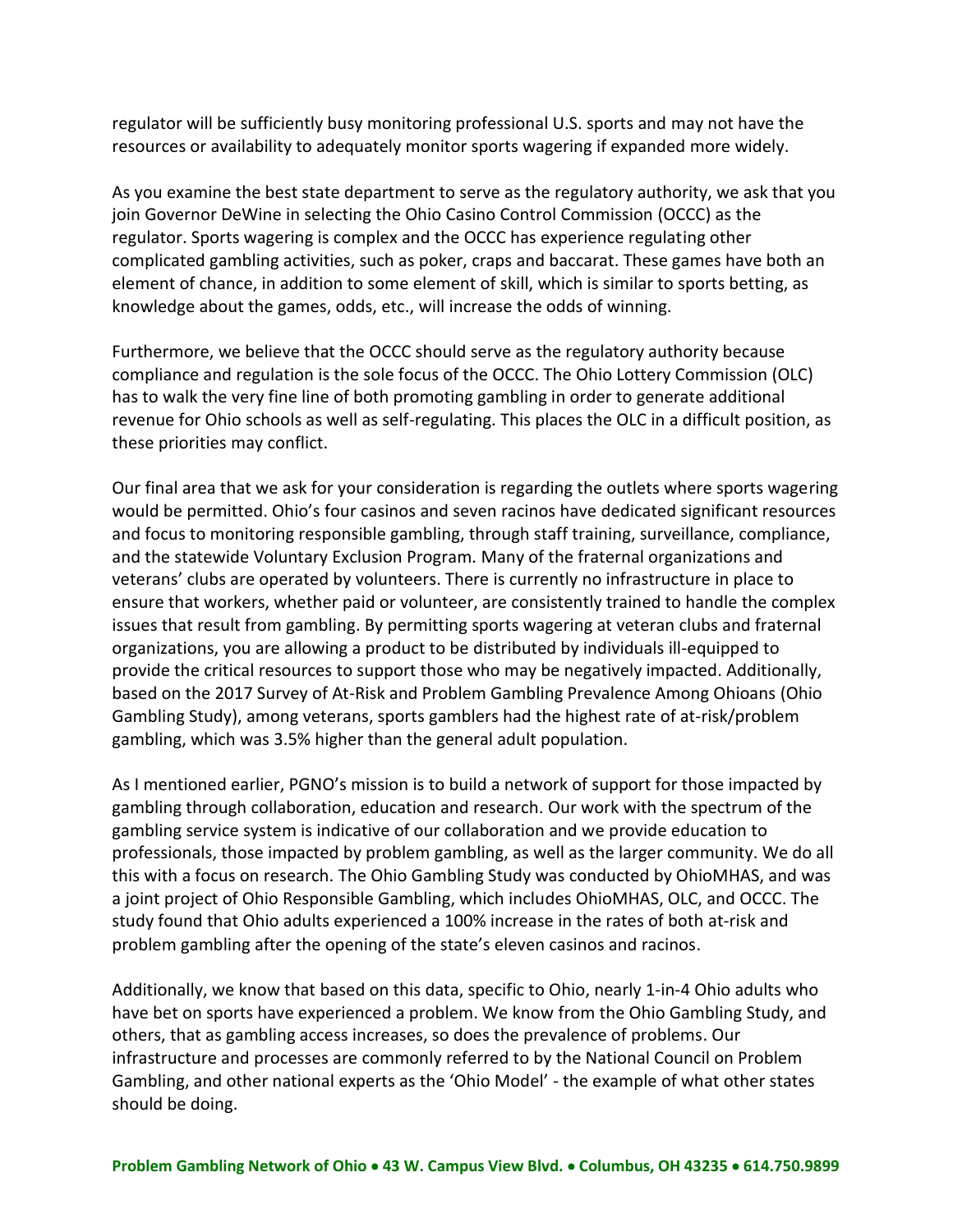regulator will be sufficiently busy monitoring professional U.S. sports and may not have the resources or availability to adequately monitor sports wagering if expanded more widely.

As you examine the best state department to serve as the regulatory authority, we ask that you join Governor DeWine in selecting the Ohio Casino Control Commission (OCCC) as the regulator. Sports wagering is complex and the OCCC has experience regulating other complicated gambling activities, such as poker, craps and baccarat. These games have both an element of chance, in addition to some element of skill, which is similar to sports betting, as knowledge about the games, odds, etc., will increase the odds of winning.

Furthermore, we believe that the OCCC should serve as the regulatory authority because compliance and regulation is the sole focus of the OCCC. The Ohio Lottery Commission (OLC) has to walk the very fine line of both promoting gambling in order to generate additional revenue for Ohio schools as well as self-regulating. This places the OLC in a difficult position, as these priorities may conflict.

Our final area that we ask for your consideration is regarding the outlets where sports wagering would be permitted. Ohio's four casinos and seven racinos have dedicated significant resources and focus to monitoring responsible gambling, through staff training, surveillance, compliance, and the statewide Voluntary Exclusion Program. Many of the fraternal organizations and veterans' clubs are operated by volunteers. There is currently no infrastructure in place to ensure that workers, whether paid or volunteer, are consistently trained to handle the complex issues that result from gambling. By permitting sports wagering at veteran clubs and fraternal organizations, you are allowing a product to be distributed by individuals ill-equipped to provide the critical resources to support those who may be negatively impacted. Additionally, based on the 2017 Survey of At-Risk and Problem Gambling Prevalence Among Ohioans (Ohio Gambling Study), among veterans, sports gamblers had the highest rate of at-risk/problem gambling, which was 3.5% higher than the general adult population.

As I mentioned earlier, PGNO's mission is to build a network of support for those impacted by gambling through collaboration, education and research. Our work with the spectrum of the gambling service system is indicative of our collaboration and we provide education to professionals, those impacted by problem gambling, as well as the larger community. We do all this with a focus on research. The Ohio Gambling Study was conducted by OhioMHAS, and was a joint project of Ohio Responsible Gambling, which includes OhioMHAS, OLC, and OCCC. The study found that Ohio adults experienced a 100% increase in the rates of both at-risk and problem gambling after the opening of the state's eleven casinos and racinos.

Additionally, we know that based on this data, specific to Ohio, nearly 1-in-4 Ohio adults who have bet on sports have experienced a problem. We know from the Ohio Gambling Study, and others, that as gambling access increases, so does the prevalence of problems. Our infrastructure and processes are commonly referred to by the National Council on Problem Gambling, and other national experts as the 'Ohio Model' - the example of what other states should be doing.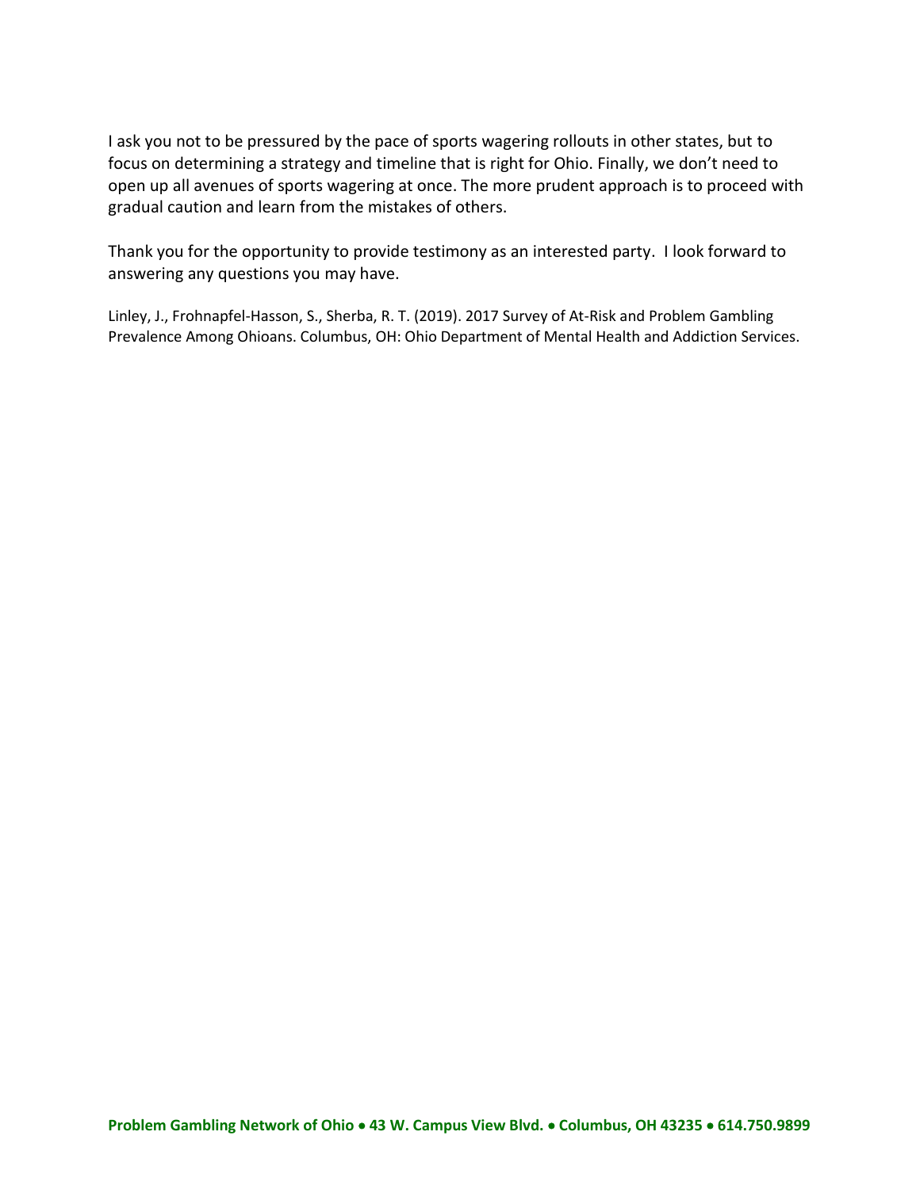I ask you not to be pressured by the pace of sports wagering rollouts in other states, but to focus on determining a strategy and timeline that is right for Ohio. Finally, we don't need to open up all avenues of sports wagering at once. The more prudent approach is to proceed with gradual caution and learn from the mistakes of others.

Thank you for the opportunity to provide testimony as an interested party. I look forward to answering any questions you may have.

Linley, J., Frohnapfel-Hasson, S., Sherba, R. T. (2019). 2017 Survey of At-Risk and Problem Gambling Prevalence Among Ohioans. Columbus, OH: Ohio Department of Mental Health and Addiction Services.